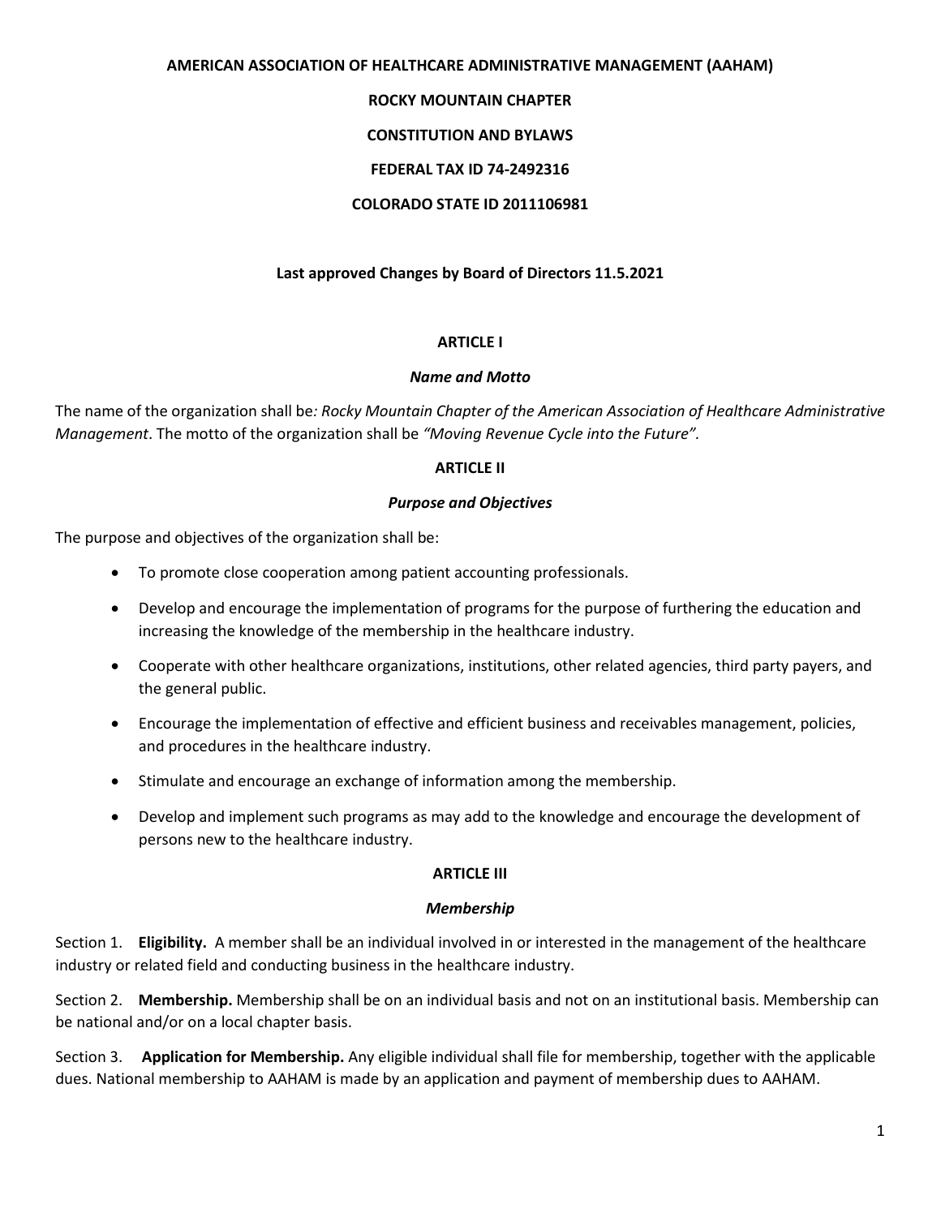**AMERICAN ASSOCIATION OF HEALTHCARE ADMINISTRATIVE MANAGEMENT (AAHAM)**

**ROCKY MOUNTAIN CHAPTER**

**CONSTITUTION AND BYLAWS**

**FEDERAL TAX ID 74-2492316**

**COLORADO STATE ID 2011106981**

**Last approved Changes by Board of Directors 11.5.2021**

## ARTICLE I

### *Name and Motto*

The name of the organization shall be*: Rocky Mountain Chapter of the American Association of Healthcare Administrative Management*. The motto of the organization shall be *"Moving Revenue Cycle into the Future".*

## ARTICLE II

### *Purpose and Objectives*

The purpose and objectives of the organization shall be:

- To promote close cooperation among patient accounting professionals.
- Develop and encourage the implementation of programs for the purpose of furthering the education and increasing the knowledge of the membership in the healthcare industry.
- Cooperate with other healthcare organizations, institutions, other related agencies, third party payers, and the general public.
- Encourage the implementation of effective and efficient business and receivables management, policies, and procedures in the healthcare industry.
- Stimulate and encourage an exchange of information among the membership.
- Develop and implement such programs as may add to the knowledge and encourage the development of persons new to the healthcare industry.

## ARTICLE III

### *Membership*

Section 1. **Eligibility.** A member shall be an individual involved in or interested in the management of the healthcare industry or related field and conducting business in the healthcare industry.

Section 2. **Membership.** Membership shall be on an individual basis and not on an institutional basis. Membership can be national and/or on a local chapter basis.

Section 3. **Application for Membership.** Any eligible individual shall file for membership, together with the applicable dues. National membership to AAHAM is made by an application and payment of membership dues to AAHAM.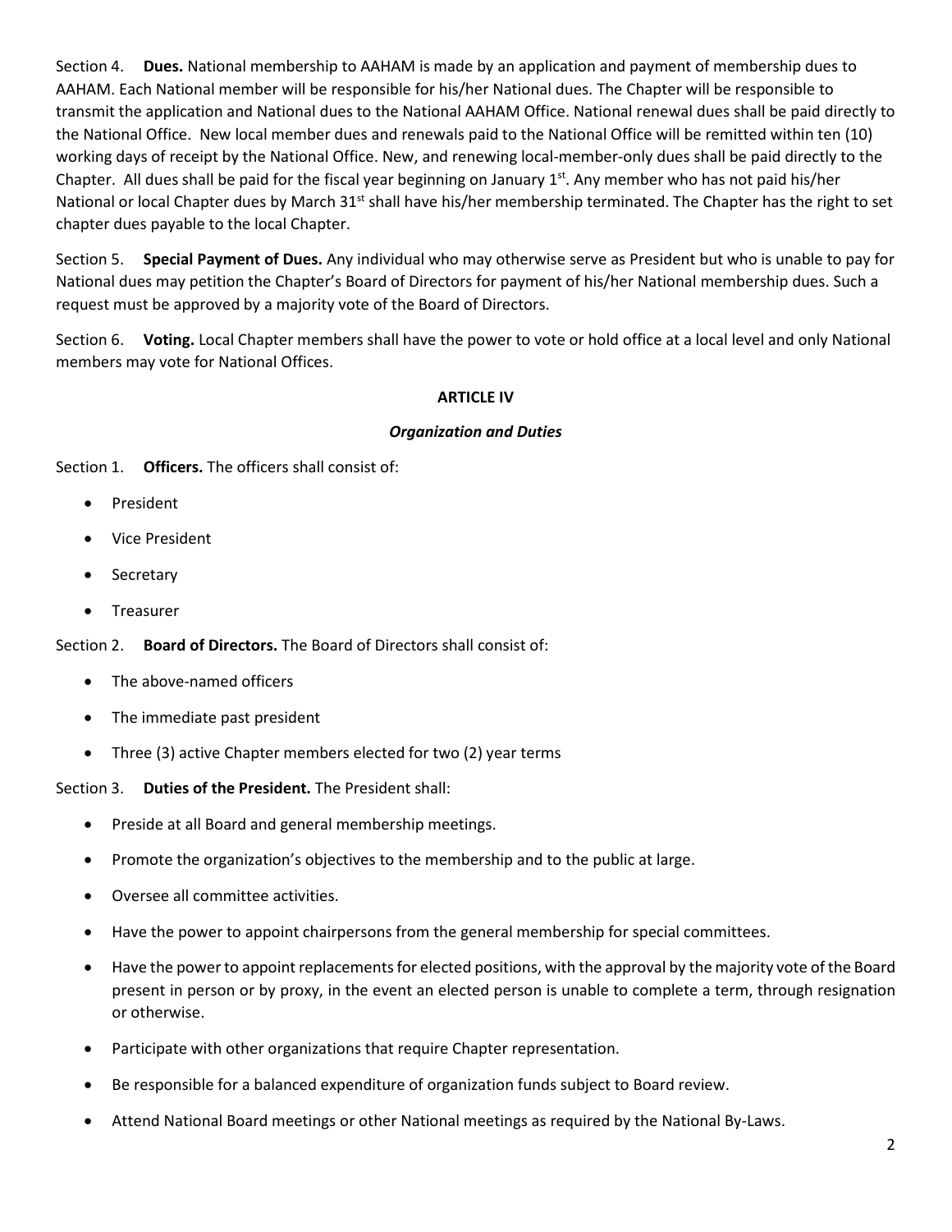Section 4. **Dues.** National membership to AAHAM is made by an application and payment of membership dues to AAHAM. Each National member will be responsible for his/her National dues. The Chapter will be responsible to transmit the application and National dues to the National AAHAM Office. National renewal dues shall be paid directly to the National Office. New local member dues and renewals paid to the National Office will be remitted within ten (10) working days of receipt by the National Office. New, and renewing local-member-only dues shall be paid directly to the Chapter. All dues shall be paid for the fiscal year beginning on January 1st. Any member who has not paid his/her National or local Chapter dues by March 31st shall have his/her membership terminated. The Chapter has the right to set chapter dues payable to the local Chapter.

Section 5. **Special Payment of Dues.** Any individual who may otherwise serve as President but who is unable to pay for National dues may petition the Chapter's Board of Directors for payment of his/her National membership dues. Such a request must be approved by a majority vote of the Board of Directors.

Section 6. **Voting.** Local Chapter members shall have the power to vote or hold office at a local level and only National members may vote for National Offices.

## ARTICLE IV

### *Organization and Duties*

Section 1. **Officers.** The officers shall consist of:

- President
- Vice President
- Secretary
- Treasurer

Section 2. **Board of Directors.** The Board of Directors shall consist of:

- The above-named officers
- The immediate past president
- Three (3) active Chapter members elected for two (2) year terms

Section 3. **Duties of the President.** The President shall:

- Preside at all Board and general membership meetings.
- Promote the organization's objectives to the membership and to the public at large.
- Oversee all committee activities.
- Have the power to appoint chairpersons from the general membership for special committees.
- Have the power to appoint replacements for elected positions, with the approval by the majority vote of the Board present in person or by proxy, in the event an elected person is unable to complete a term, through resignation or otherwise.
- Participate with other organizations that require Chapter representation.
- Be responsible for a balanced expenditure of organization funds subject to Board review.
- Attend National Board meetings or other National meetings as required by the National By-Laws.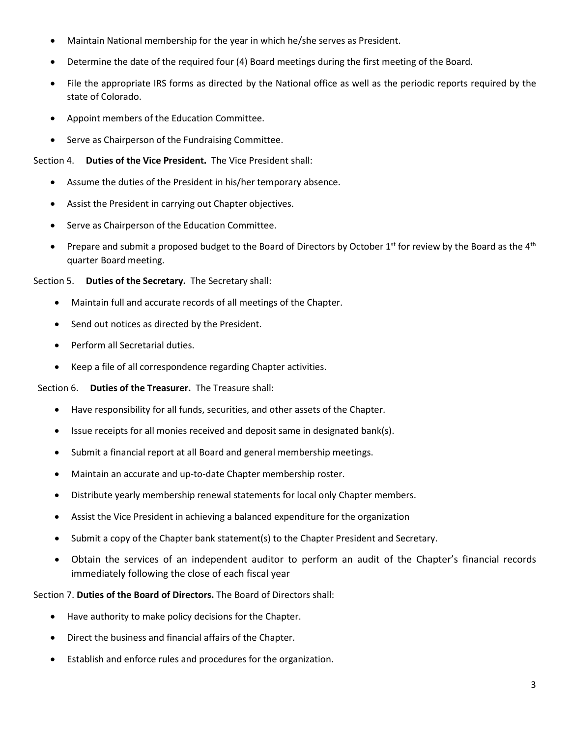- Maintain National membership for the year in which he/she serves as President.
- Determine the date of the required four (4) Board meetings during the first meeting of the Board.
- File the appropriate IRS forms as directed by the National office as well as the periodic reports required by the state of Colorado.
- Appoint members of the Education Committee.
- Serve as Chairperson of the Fundraising Committee.

Section 4. **Duties of the Vice President.** The Vice President shall:

- Assume the duties of the President in his/her temporary absence.
- Assist the President in carrying out Chapter objectives.
- Serve as Chairperson of the Education Committee.
- Prepare and submit a proposed budget to the Board of Directors by October 1st for review by the Board as the 4th quarter Board meeting.

Section 5. **Duties of the Secretary.** The Secretary shall:

- Maintain full and accurate records of all meetings of the Chapter.
- Send out notices as directed by the President.
- Perform all Secretarial duties.
- Keep a file of all correspondence regarding Chapter activities.

Section 6. **Duties of the Treasurer.** The Treasure shall:

- Have responsibility for all funds, securities, and other assets of the Chapter.
- Issue receipts for all monies received and deposit same in designated bank(s).
- Submit a financial report at all Board and general membership meetings.
- Maintain an accurate and up-to-date Chapter membership roster.
- Distribute yearly membership renewal statements for local only Chapter members.
- Assist the Vice President in achieving a balanced expenditure for the organization
- Submit a copy of the Chapter bank statement(s) to the Chapter President and Secretary.
- Obtain the services of an independent auditor to perform an audit of the Chapter's financial records immediately following the close of each fiscal year

Section 7. **Duties of the Board of Directors.** The Board of Directors shall:

- Have authority to make policy decisions for the Chapter.
- Direct the business and financial affairs of the Chapter.
- Establish and enforce rules and procedures for the organization.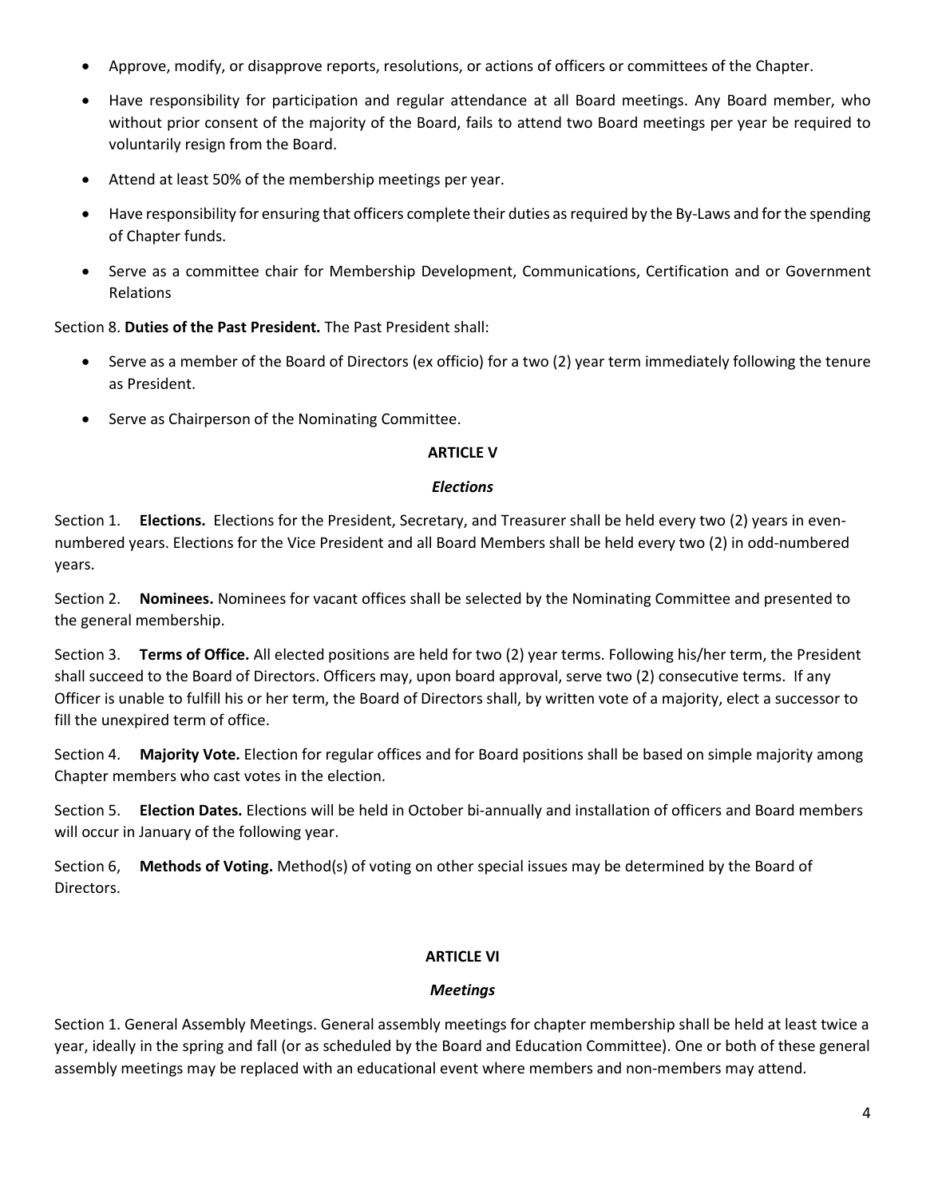- Approve, modify, or disapprove reports, resolutions, or actions of officers or committees of the Chapter.
- Have responsibility for participation and regular attendance at all Board meetings. Any Board member, who without prior consent of the majority of the Board, fails to attend two Board meetings per year be required to voluntarily resign from the Board.
- Attend at least 50% of the membership meetings per year.
- Have responsibility for ensuring that officers complete their duties as required by the By-Laws and for the spending of Chapter funds.
- Serve as a committee chair for Membership Development, Communications, Certification and or Government Relations

Section 8. **Duties of the Past President.** The Past President shall:

- Serve as a member of the Board of Directors (ex officio) for a two (2) year term immediately following the tenure as President.
- Serve as Chairperson of the Nominating Committee.

## ARTICLE V

### *Elections*

Section 1. **Elections.** Elections for the President, Secretary, and Treasurer shall be held every two (2) years in even-numbered years. Elections for the Vice President and all Board Members shall be held every two (2) in odd-numbered years.

Section 2. **Nominees.** Nominees for vacant offices shall be selected by the Nominating Committee and presented to the general membership.

Section 3. **Terms of Office.** All elected positions are held for two (2) year terms. Following his/her term, the President shall succeed to the Board of Directors. Officers may, upon board approval, serve two (2) consecutive terms. If any Officer is unable to fulfill his or her term, the Board of Directors shall, by written vote of a majority, elect a successor to fill the unexpired term of office.

Section 4. **Majority Vote.** Election for regular offices and for Board positions shall be based on simple majority among Chapter members who cast votes in the election.

Section 5. **Election Dates.** Elections will be held in October bi-annually and installation of officers and Board members will occur in January of the following year.

Section 6, **Methods of Voting.** Method(s) of voting on other special issues may be determined by the Board of Directors.

## ARTICLE VI

### *Meetings*

Section 1. General Assembly Meetings. General assembly meetings for chapter membership shall be held at least twice a year, ideally in the spring and fall (or as scheduled by the Board and Education Committee). One or both of these general assembly meetings may be replaced with an educational event where members and non-members may attend.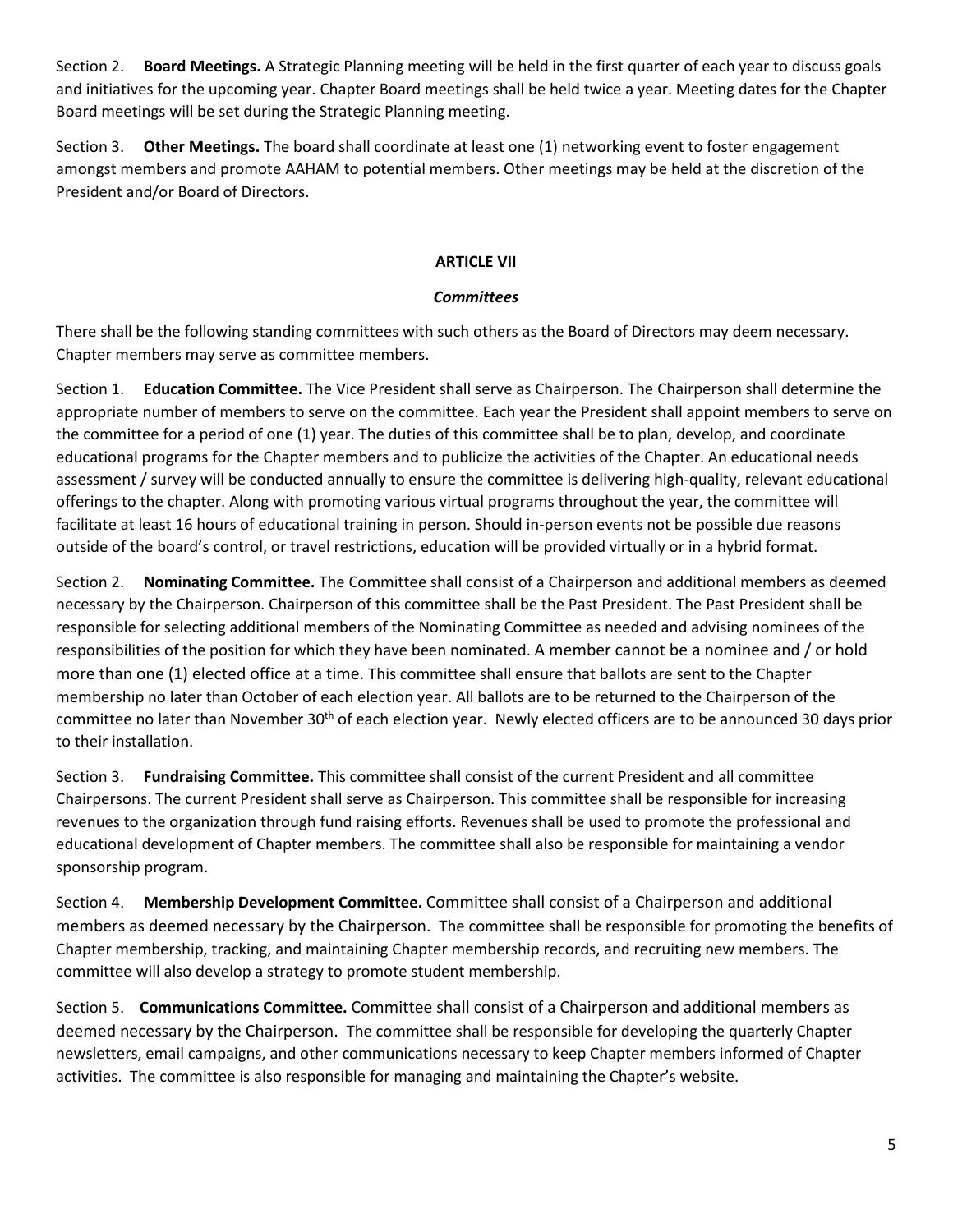Section 2. **Board Meetings.** A Strategic Planning meeting will be held in the first quarter of each year to discuss goals and initiatives for the upcoming year. Chapter Board meetings shall be held twice a year. Meeting dates for the Chapter Board meetings will be set during the Strategic Planning meeting.

Section 3. **Other Meetings.** The board shall coordinate at least one (1) networking event to foster engagement amongst members and promote AAHAM to potential members. Other meetings may be held at the discretion of the President and/or Board of Directors.

## ARTICLE VII

### *Committees*

There shall be the following standing committees with such others as the Board of Directors may deem necessary. Chapter members may serve as committee members.

Section 1. **Education Committee.** The Vice President shall serve as Chairperson. The Chairperson shall determine the appropriate number of members to serve on the committee. Each year the President shall appoint members to serve on the committee for a period of one (1) year. The duties of this committee shall be to plan, develop, and coordinate educational programs for the Chapter members and to publicize the activities of the Chapter. An educational needs assessment / survey will be conducted annually to ensure the committee is delivering high-quality, relevant educational offerings to the chapter. Along with promoting various virtual programs throughout the year, the committee will facilitate at least 16 hours of educational training in person. Should in-person events not be possible due reasons outside of the board's control, or travel restrictions, education will be provided virtually or in a hybrid format.

Section 2. **Nominating Committee.** The Committee shall consist of a Chairperson and additional members as deemed necessary by the Chairperson. Chairperson of this committee shall be the Past President. The Past President shall be responsible for selecting additional members of the Nominating Committee as needed and advising nominees of the responsibilities of the position for which they have been nominated. A member cannot be a nominee and / or hold more than one (1) elected office at a time. This committee shall ensure that ballots are sent to the Chapter membership no later than October of each election year. All ballots are to be returned to the Chairperson of the committee no later than November 30th of each election year. Newly elected officers are to be announced 30 days prior to their installation.

Section 3. **Fundraising Committee.** This committee shall consist of the current President and all committee Chairpersons. The current President shall serve as Chairperson. This committee shall be responsible for increasing revenues to the organization through fund raising efforts. Revenues shall be used to promote the professional and educational development of Chapter members. The committee shall also be responsible for maintaining a vendor sponsorship program.

Section 4. **Membership Development Committee.** Committee shall consist of a Chairperson and additional members as deemed necessary by the Chairperson. The committee shall be responsible for promoting the benefits of Chapter membership, tracking, and maintaining Chapter membership records, and recruiting new members. The committee will also develop a strategy to promote student membership.

Section 5. **Communications Committee.** Committee shall consist of a Chairperson and additional members as deemed necessary by the Chairperson. The committee shall be responsible for developing the quarterly Chapter newsletters, email campaigns, and other communications necessary to keep Chapter members informed of Chapter activities. The committee is also responsible for managing and maintaining the Chapter's website.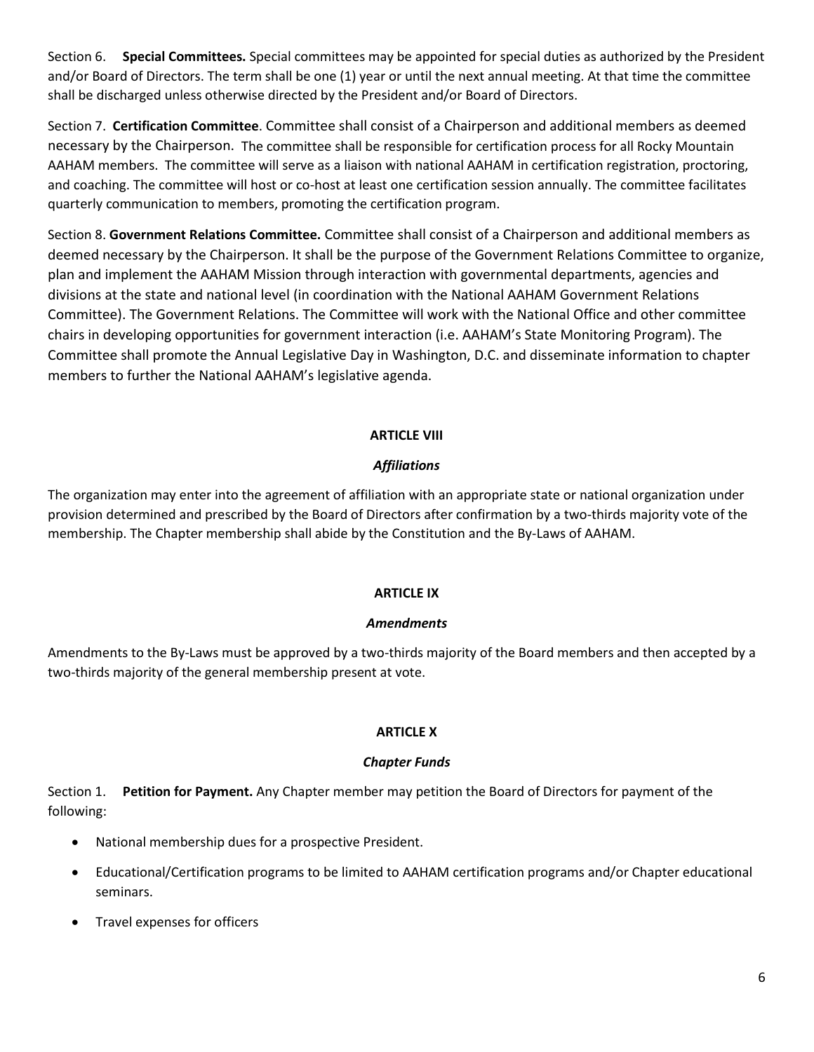Section 6. **Special Committees.** Special committees may be appointed for special duties as authorized by the President and/or Board of Directors. The term shall be one (1) year or until the next annual meeting. At that time the committee shall be discharged unless otherwise directed by the President and/or Board of Directors.

Section 7. **Certification Committee**. Committee shall consist of a Chairperson and additional members as deemed necessary by the Chairperson. The committee shall be responsible for certification process for all Rocky Mountain AAHAM members. The committee will serve as a liaison with national AAHAM in certification registration, proctoring, and coaching. The committee will host or co-host at least one certification session annually. The committee facilitates quarterly communication to members, promoting the certification program.

Section 8. **Government Relations Committee.** Committee shall consist of a Chairperson and additional members as deemed necessary by the Chairperson. It shall be the purpose of the Government Relations Committee to organize, plan and implement the AAHAM Mission through interaction with governmental departments, agencies and divisions at the state and national level (in coordination with the National AAHAM Government Relations Committee). The Government Relations. The Committee will work with the National Office and other committee chairs in developing opportunities for government interaction (i.e. AAHAM's State Monitoring Program). The Committee shall promote the Annual Legislative Day in Washington, D.C. and disseminate information to chapter members to further the National AAHAM's legislative agenda.

## ARTICLE VIII

### *Affiliations*

The organization may enter into the agreement of affiliation with an appropriate state or national organization under provision determined and prescribed by the Board of Directors after confirmation by a two-thirds majority vote of the membership. The Chapter membership shall abide by the Constitution and the By-Laws of AAHAM.

## ARTICLE IX

### *Amendments*

Amendments to the By-Laws must be approved by a two-thirds majority of the Board members and then accepted by a two-thirds majority of the general membership present at vote.

## ARTICLE X

### *Chapter Funds*

Section 1. **Petition for Payment.** Any Chapter member may petition the Board of Directors for payment of the following:

- National membership dues for a prospective President.
- Educational/Certification programs to be limited to AAHAM certification programs and/or Chapter educational seminars.
- Travel expenses for officers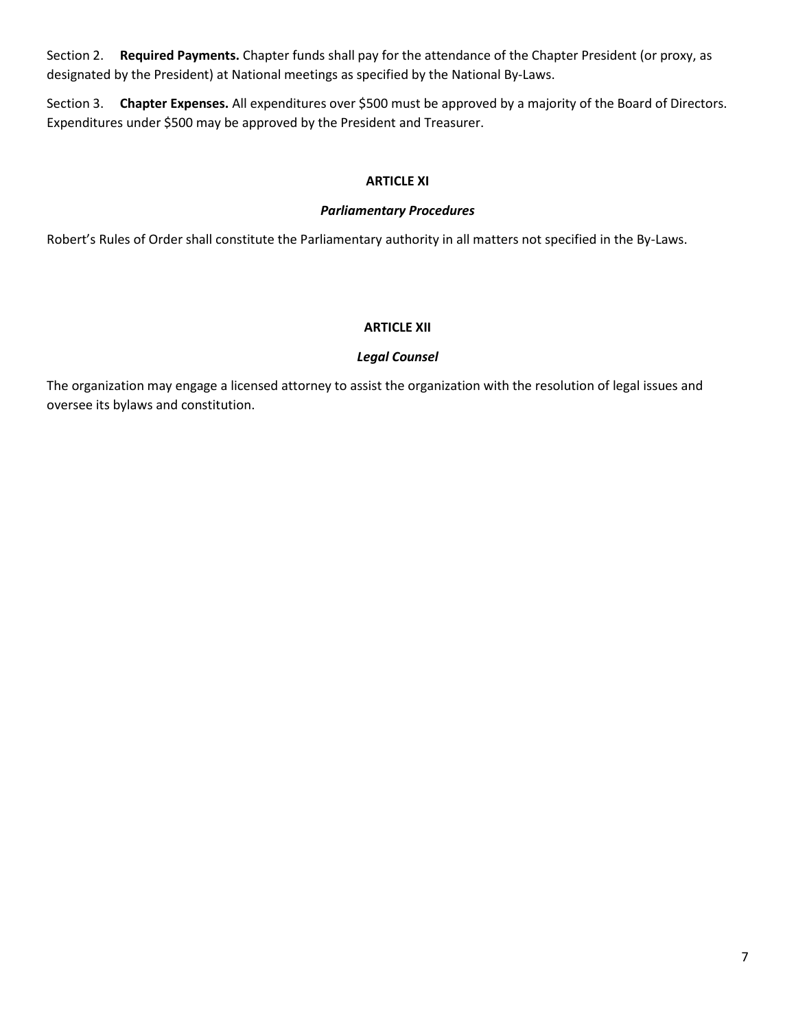Section 2. **Required Payments.** Chapter funds shall pay for the attendance of the Chapter President (or proxy, as designated by the President) at National meetings as specified by the National By-Laws.

Section 3. **Chapter Expenses.** All expenditures over $500 must be approved by a majority of the Board of Directors. Expenditures under $500 may be approved by the President and Treasurer.

## ARTICLE XI

### *Parliamentary Procedures*

Robert's Rules of Order shall constitute the Parliamentary authority in all matters not specified in the By-Laws.

## ARTICLE XII

### *Legal Counsel*

The organization may engage a licensed attorney to assist the organization with the resolution of legal issues and oversee its bylaws and constitution.